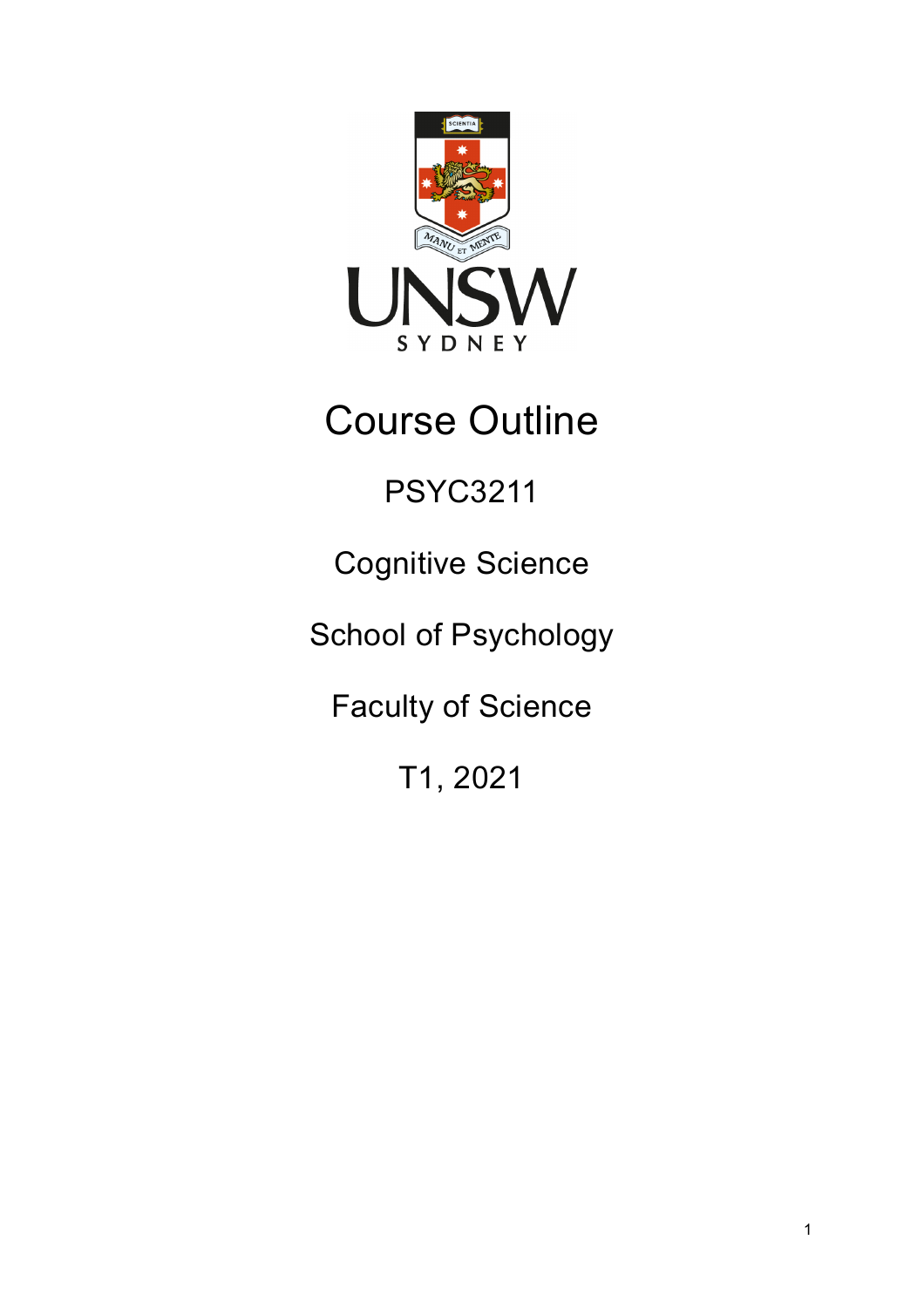# Course Outline

PSYC3211

Cognitive Science

School of Psychology

Faculty of Science

T1, 2021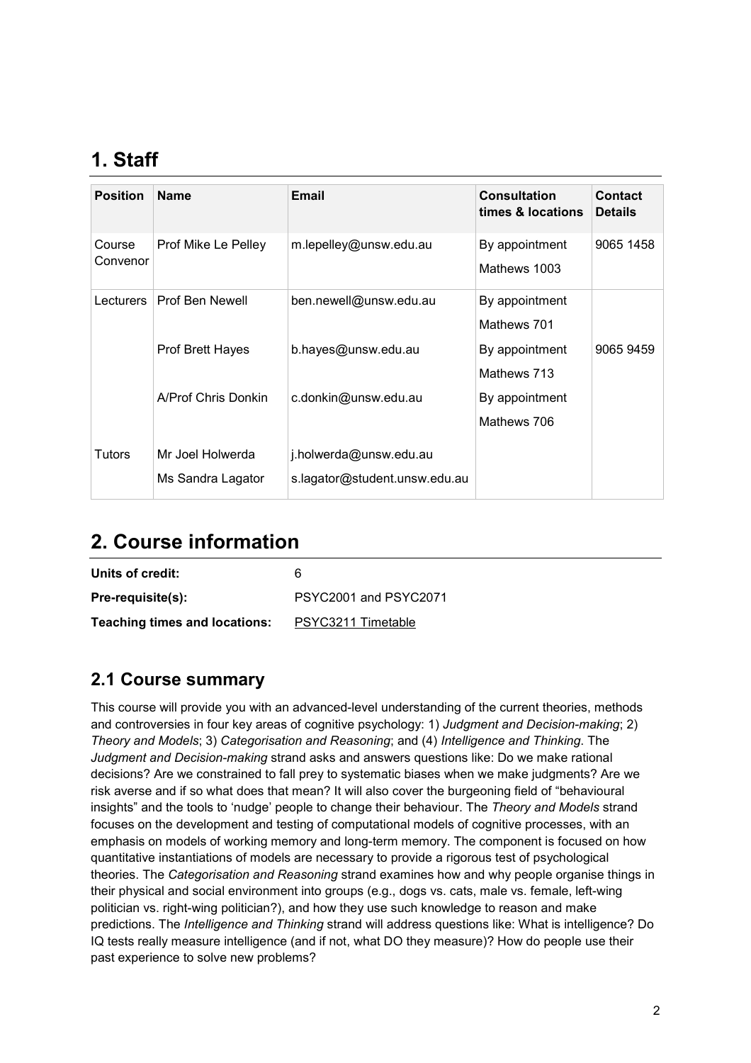# 1. Staff

| Position | Name | Email | Consultation times & locations | Contact Details |
|---|---|---|---|---|
| Course Convenor | Prof Mike Le Pelley | m.lepelley@unsw.edu.au | By appointment<br>Mathews 1003 | 9065 1458 |
| Lecturers | Prof Ben Newell | ben.newell@unsw.edu.au | By appointment<br>Mathews 701 | |
| | Prof Brett Hayes | b.hayes@unsw.edu.au | By appointment<br>Mathews 713 | 9065 9459 |
| | A/Prof Chris Donkin | c.donkin@unsw.edu.au | By appointment<br>Mathews 706 | |
| Tutors | Mr Joel Holwerda | j.holwerda@unsw.edu.au | | |
| | Ms Sandra Lagator | s.lagator@student.unsw.edu.au | | |

# 2. Course information

**Units of credit:** 6

**Pre-requisite(s):** PSYC2001 and PSYC2071

**Teaching times and locations:** PSYC3211 Timetable

## 2.1 Course summary

This course will provide you with an advanced-level understanding of the current theories, methods and controversies in four key areas of cognitive psychology: 1) *Judgment and Decision-making*; 2) *Theory and Models*; 3) *Categorisation and Reasoning*; and (4) *Intelligence and Thinking*. The *Judgment and Decision-making* strand asks and answers questions like: Do we make rational decisions? Are we constrained to fall prey to systematic biases when we make judgments? Are we risk averse and if so what does that mean? It will also cover the burgeoning field of "behavioural insights" and the tools to 'nudge' people to change their behaviour. The *Theory and Models* strand focuses on the development and testing of computational models of cognitive processes, with an emphasis on models of working memory and long-term memory. The component is focused on how quantitative instantiations of models are necessary to provide a rigorous test of psychological theories. The *Categorisation and Reasoning* strand examines how and why people organise things in their physical and social environment into groups (e.g., dogs vs. cats, male vs. female, left-wing politician vs. right-wing politician?), and how they use such knowledge to reason and make predictions. The *Intelligence and Thinking* strand will address questions like: What is intelligence? Do IQ tests really measure intelligence (and if not, what DO they measure)? How do people use their past experience to solve new problems?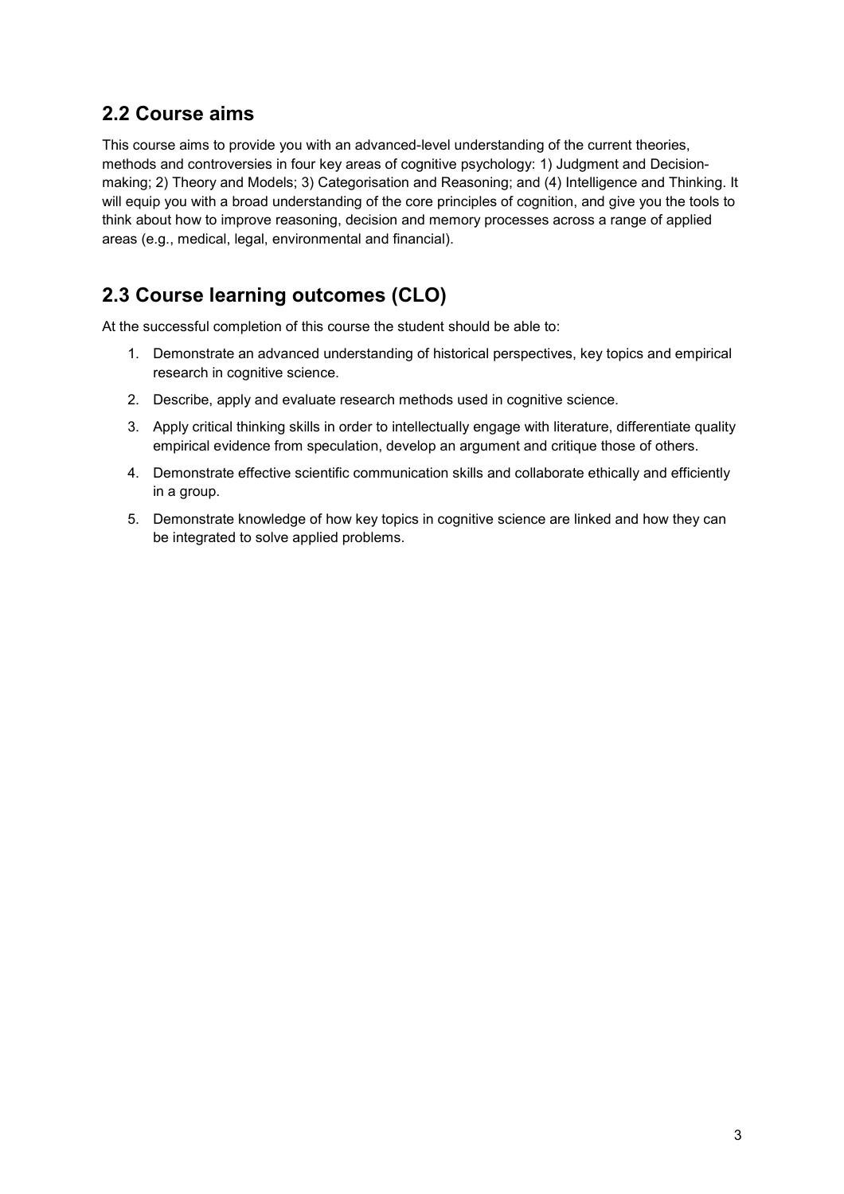## 2.2 Course aims

This course aims to provide you with an advanced-level understanding of the current theories, methods and controversies in four key areas of cognitive psychology: 1) Judgment and Decision-making; 2) Theory and Models; 3) Categorisation and Reasoning; and (4) Intelligence and Thinking. It will equip you with a broad understanding of the core principles of cognition, and give you the tools to think about how to improve reasoning, decision and memory processes across a range of applied areas (e.g., medical, legal, environmental and financial).

## 2.3 Course learning outcomes (CLO)

At the successful completion of this course the student should be able to:

1. Demonstrate an advanced understanding of historical perspectives, key topics and empirical research in cognitive science.
2. Describe, apply and evaluate research methods used in cognitive science.
3. Apply critical thinking skills in order to intellectually engage with literature, differentiate quality empirical evidence from speculation, develop an argument and critique those of others.
4. Demonstrate effective scientific communication skills and collaborate ethically and efficiently in a group.
5. Demonstrate knowledge of how key topics in cognitive science are linked and how they can be integrated to solve applied problems.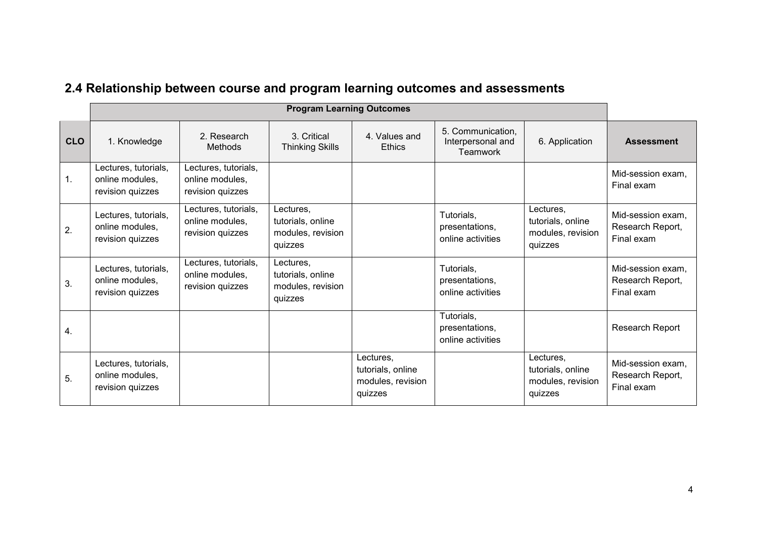## 2.4 Relationship between course and program learning outcomes and assessments

| | Program Learning Outcomes | | | | | | |
|---|---|---|---|---|---|---|---|
| **CLO** | 1. Knowledge | 2. Research Methods | 3. Critical Thinking Skills | 4. Values and Ethics | 5. Communication, Interpersonal and Teamwork | 6. Application | **Assessment** |
| 1. | Lectures, tutorials, online modules, revision quizzes | Lectures, tutorials, online modules, revision quizzes | | | | | Mid-session exam, Final exam |
| 2. | Lectures, tutorials, online modules, revision quizzes | Lectures, tutorials, online modules, revision quizzes | Lectures, tutorials, online modules, revision quizzes | | Tutorials, presentations, online activities | Lectures, tutorials, online modules, revision quizzes | Mid-session exam, Research Report, Final exam |
| 3. | Lectures, tutorials, online modules, revision quizzes | Lectures, tutorials, online modules, revision quizzes | Lectures, tutorials, online modules, revision quizzes | | Tutorials, presentations, online activities | | Mid-session exam, Research Report, Final exam |
| 4. | | | | | Tutorials, presentations, online activities | | Research Report |
| 5. | Lectures, tutorials, online modules, revision quizzes | | | Lectures, tutorials, online modules, revision quizzes | | Lectures, tutorials, online modules, revision quizzes | Mid-session exam, Research Report, Final exam |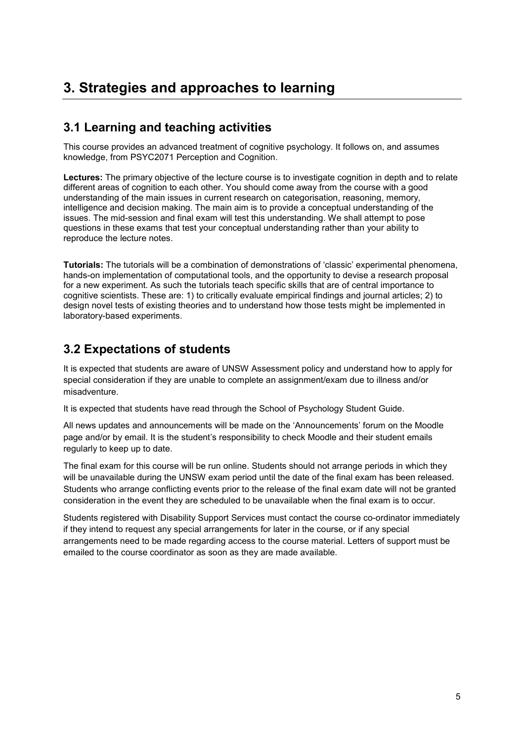# 3. Strategies and approaches to learning

## 3.1 Learning and teaching activities

This course provides an advanced treatment of cognitive psychology. It follows on, and assumes knowledge, from PSYC2071 Perception and Cognition.

**Lectures:** The primary objective of the lecture course is to investigate cognition in depth and to relate different areas of cognition to each other. You should come away from the course with a good understanding of the main issues in current research on categorisation, reasoning, memory, intelligence and decision making. The main aim is to provide a conceptual understanding of the issues. The mid-session and final exam will test this understanding. We shall attempt to pose questions in these exams that test your conceptual understanding rather than your ability to reproduce the lecture notes.

**Tutorials:** The tutorials will be a combination of demonstrations of 'classic' experimental phenomena, hands-on implementation of computational tools, and the opportunity to devise a research proposal for a new experiment. As such the tutorials teach specific skills that are of central importance to cognitive scientists. These are: 1) to critically evaluate empirical findings and journal articles; 2) to design novel tests of existing theories and to understand how those tests might be implemented in laboratory-based experiments.

## 3.2 Expectations of students

It is expected that students are aware of UNSW Assessment policy and understand how to apply for special consideration if they are unable to complete an assignment/exam due to illness and/or misadventure.

It is expected that students have read through the School of Psychology Student Guide.

All news updates and announcements will be made on the 'Announcements' forum on the Moodle page and/or by email. It is the student's responsibility to check Moodle and their student emails regularly to keep up to date.

The final exam for this course will be run online. Students should not arrange periods in which they will be unavailable during the UNSW exam period until the date of the final exam has been released. Students who arrange conflicting events prior to the release of the final exam date will not be granted consideration in the event they are scheduled to be unavailable when the final exam is to occur.

Students registered with Disability Support Services must contact the course co-ordinator immediately if they intend to request any special arrangements for later in the course, or if any special arrangements need to be made regarding access to the course material. Letters of support must be emailed to the course coordinator as soon as they are made available.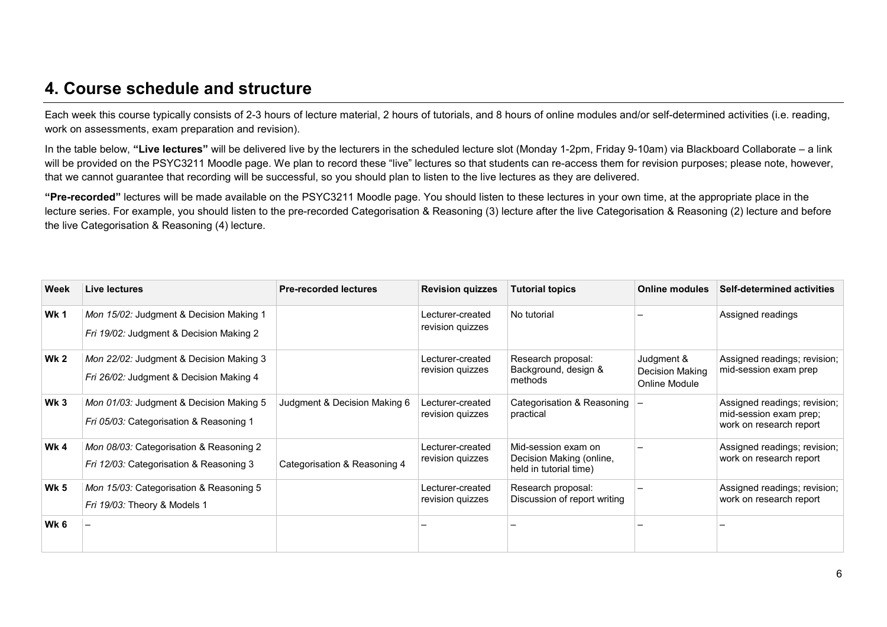## 4. Course schedule and structure

Each week this course typically consists of 2-3 hours of lecture material, 2 hours of tutorials, and 8 hours of online modules and/or self-determined activities (i.e. reading, work on assessments, exam preparation and revision).

In the table below, **"Live lectures"** will be delivered live by the lecturers in the scheduled lecture slot (Monday 1-2pm, Friday 9-10am) via Blackboard Collaborate – a link will be provided on the PSYC3211 Moodle page. We plan to record these "live" lectures so that students can re-access them for revision purposes; please note, however, that we cannot guarantee that recording will be successful, so you should plan to listen to the live lectures as they are delivered.

**"Pre-recorded"** lectures will be made available on the PSYC3211 Moodle page. You should listen to these lectures in your own time, at the appropriate place in the lecture series. For example, you should listen to the pre-recorded Categorisation & Reasoning (3) lecture after the live Categorisation & Reasoning (2) lecture and before the live Categorisation & Reasoning (4) lecture.

| Week | Live lectures | Pre-recorded lectures | Revision quizzes | Tutorial topics | Online modules | Self-determined activities |
|---|---|---|---|---|---|---|
| **Wk 1** | *Mon 15/02:* Judgment & Decision Making 1<br>*Fri 19/02:* Judgment & Decision Making 2 | | Lecturer-created revision quizzes | No tutorial | – | Assigned readings |
| **Wk 2** | *Mon 22/02:* Judgment & Decision Making 3<br>*Fri 26/02:* Judgment & Decision Making 4 | | Lecturer-created revision quizzes | Research proposal: Background, design & methods | Judgment & Decision Making Online Module | Assigned readings; revision; mid-session exam prep |
| **Wk 3** | *Mon 01/03:* Judgment & Decision Making 5<br>*Fri 05/03:* Categorisation & Reasoning 1 | Judgment & Decision Making 6 | Lecturer-created revision quizzes | Categorisation & Reasoning practical | – | Assigned readings; revision; mid-session exam prep; work on research report |
| **Wk 4** | *Mon 08/03:* Categorisation & Reasoning 2<br>*Fri 12/03:* Categorisation & Reasoning 3 | Categorisation & Reasoning 4 | Lecturer-created revision quizzes | Mid-session exam on Decision Making (online, held in tutorial time) | – | Assigned readings; revision; work on research report |
| **Wk 5** | *Mon 15/03:* Categorisation & Reasoning 5<br>*Fri 19/03:* Theory & Models 1 | | Lecturer-created revision quizzes | Research proposal: Discussion of report writing | – | Assigned readings; revision; work on research report |
| **Wk 6** | – | | – | – | – | – |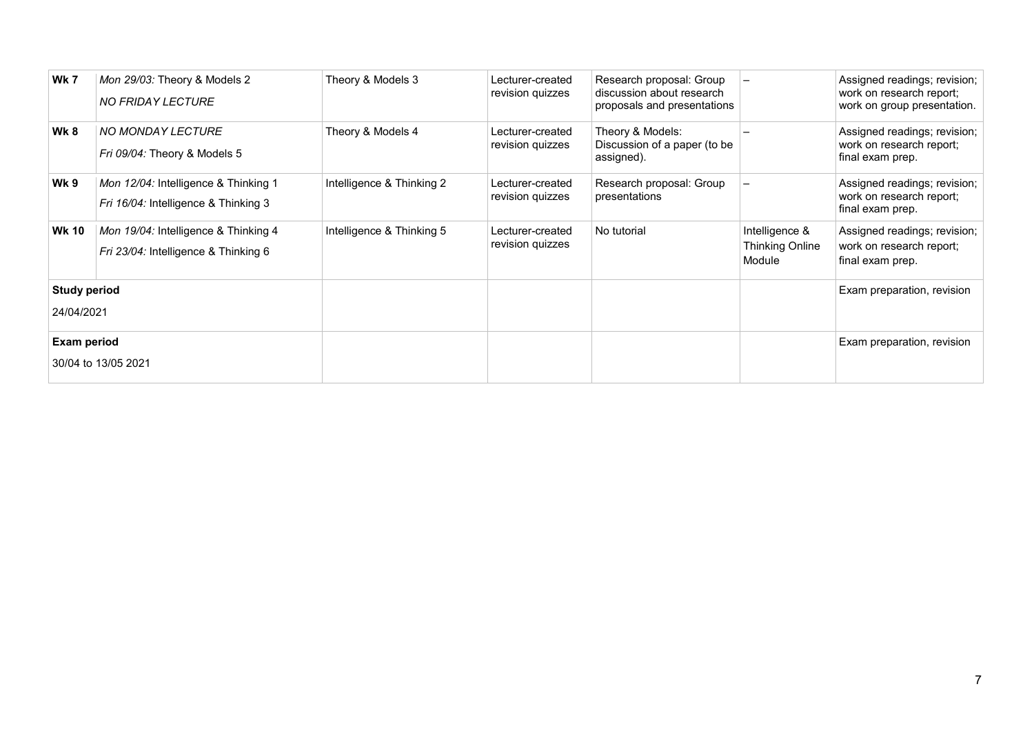| Wk 7 | *Mon 29/03:* Theory & Models 2<br>*NO FRIDAY LECTURE* | Theory & Models 3 | Lecturer-created revision quizzes | Research proposal: Group discussion about research proposals and presentations | – | Assigned readings; revision; work on research report; work on group presentation. |
|---|---|---|---|---|---|---|
| **Wk 8** | *NO MONDAY LECTURE*<br>*Fri 09/04:* Theory & Models 5 | Theory & Models 4 | Lecturer-created revision quizzes | Theory & Models: Discussion of a paper (to be assigned). | – | Assigned readings; revision; work on research report; final exam prep. |
| **Wk 9** | *Mon 12/04:* Intelligence & Thinking 1<br>*Fri 16/04:* Intelligence & Thinking 3 | Intelligence & Thinking 2 | Lecturer-created revision quizzes | Research proposal: Group presentations | – | Assigned readings; revision; work on research report; final exam prep. |
| **Wk 10** | *Mon 19/04:* Intelligence & Thinking 4<br>*Fri 23/04:* Intelligence & Thinking 6 | Intelligence & Thinking 5 | Lecturer-created revision quizzes | No tutorial | Intelligence & Thinking Online Module | Assigned readings; revision; work on research report; final exam prep. |
| **Study period**<br>24/04/2021 | | | | | | Exam preparation, revision |
| **Exam period**<br>30/04 to 13/05 2021 | | | | | | Exam preparation, revision |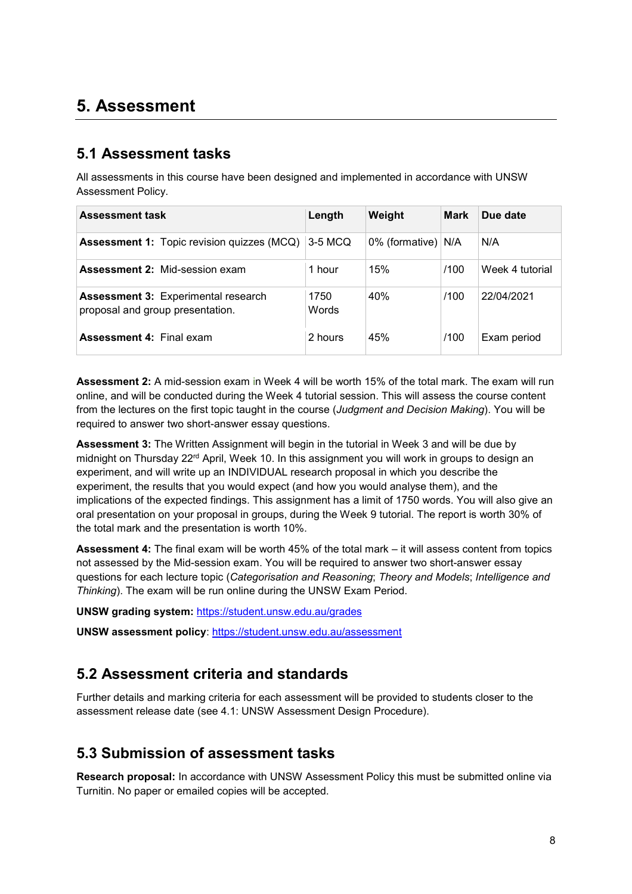# 5. Assessment

## 5.1 Assessment tasks

All assessments in this course have been designed and implemented in accordance with UNSW Assessment Policy.

| Assessment task | Length | Weight | Mark | Due date |
|---|---|---|---|---|
| **Assessment 1:** Topic revision quizzes (MCQ) | 3-5 MCQ | 0% (formative) | N/A | N/A |
| **Assessment 2:** Mid-session exam | 1 hour | 15% | /100 | Week 4 tutorial |
| **Assessment 3:** Experimental research proposal and group presentation. | 1750 Words | 40% | /100 | 22/04/2021 |
| **Assessment 4:** Final exam | 2 hours | 45% | /100 | Exam period |

**Assessment 2:** A mid-session exam in Week 4 will be worth 15% of the total mark. The exam will run online, and will be conducted during the Week 4 tutorial session. This will assess the course content from the lectures on the first topic taught in the course (*Judgment and Decision Making*). You will be required to answer two short-answer essay questions.

**Assessment 3:** The Written Assignment will begin in the tutorial in Week 3 and will be due by midnight on Thursday 22rd April, Week 10. In this assignment you will work in groups to design an experiment, and will write up an INDIVIDUAL research proposal in which you describe the experiment, the results that you would expect (and how you would analyse them), and the implications of the expected findings. This assignment has a limit of 1750 words. You will also give an oral presentation on your proposal in groups, during the Week 9 tutorial. The report is worth 30% of the total mark and the presentation is worth 10%.

**Assessment 4:** The final exam will be worth 45% of the total mark – it will assess content from topics not assessed by the Mid-session exam. You will be required to answer two short-answer essay questions for each lecture topic (*Categorisation and Reasoning*; *Theory and Models*; *Intelligence and Thinking*). The exam will be run online during the UNSW Exam Period.

**UNSW grading system:** https://student.unsw.edu.au/grades

**UNSW assessment policy**: https://student.unsw.edu.au/assessment

## 5.2 Assessment criteria and standards

Further details and marking criteria for each assessment will be provided to students closer to the assessment release date (see 4.1: UNSW Assessment Design Procedure).

## 5.3 Submission of assessment tasks

**Research proposal:** In accordance with UNSW Assessment Policy this must be submitted online via Turnitin. No paper or emailed copies will be accepted.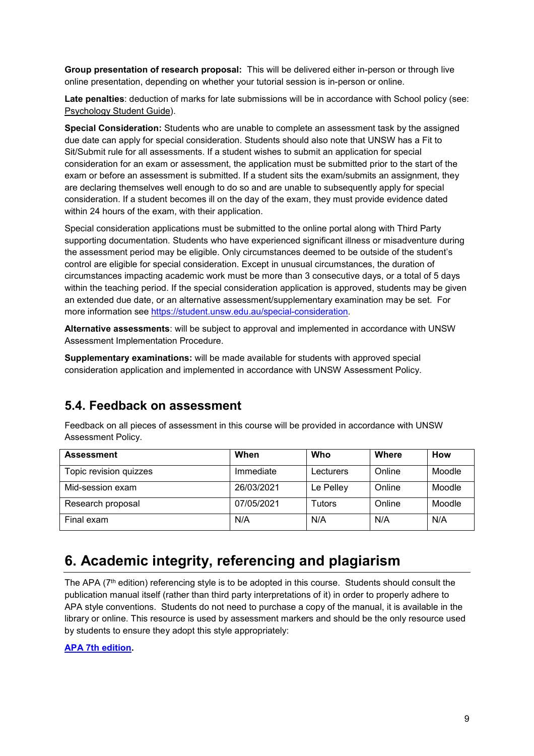**Group presentation of research proposal:** This will be delivered either in-person or through live online presentation, depending on whether your tutorial session is in-person or online.

**Late penalties**: deduction of marks for late submissions will be in accordance with School policy (see: Psychology Student Guide).

**Special Consideration:** Students who are unable to complete an assessment task by the assigned due date can apply for special consideration. Students should also note that UNSW has a Fit to Sit/Submit rule for all assessments. If a student wishes to submit an application for special consideration for an exam or assessment, the application must be submitted prior to the start of the exam or before an assessment is submitted. If a student sits the exam/submits an assignment, they are declaring themselves well enough to do so and are unable to subsequently apply for special consideration. If a student becomes ill on the day of the exam, they must provide evidence dated within 24 hours of the exam, with their application.

Special consideration applications must be submitted to the online portal along with Third Party supporting documentation. Students who have experienced significant illness or misadventure during the assessment period may be eligible. Only circumstances deemed to be outside of the student's control are eligible for special consideration. Except in unusual circumstances, the duration of circumstances impacting academic work must be more than 3 consecutive days, or a total of 5 days within the teaching period. If the special consideration application is approved, students may be given an extended due date, or an alternative assessment/supplementary examination may be set. For more information see https://student.unsw.edu.au/special-consideration.

**Alternative assessments**: will be subject to approval and implemented in accordance with UNSW Assessment Implementation Procedure.

**Supplementary examinations:** will be made available for students with approved special consideration application and implemented in accordance with UNSW Assessment Policy.

## 5.4. Feedback on assessment

Feedback on all pieces of assessment in this course will be provided in accordance with UNSW Assessment Policy.

| Assessment | When | Who | Where | How |
|---|---|---|---|---|
| Topic revision quizzes | Immediate | Lecturers | Online | Moodle |
| Mid-session exam | 26/03/2021 | Le Pelley | Online | Moodle |
| Research proposal | 07/05/2021 | Tutors | Online | Moodle |
| Final exam | N/A | N/A | N/A | N/A |

# 6. Academic integrity, referencing and plagiarism

The APA (7th edition) referencing style is to be adopted in this course. Students should consult the publication manual itself (rather than third party interpretations of it) in order to properly adhere to APA style conventions. Students do not need to purchase a copy of the manual, it is available in the library or online. This resource is used by assessment markers and should be the only resource used by students to ensure they adopt this style appropriately:

**APA 7th edition.**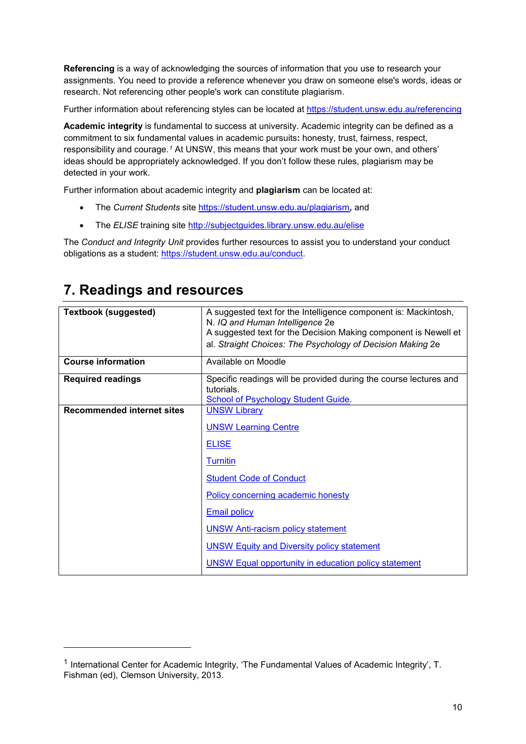**Referencing** is a way of acknowledging the sources of information that you use to research your assignments. You need to provide a reference whenever you draw on someone else's words, ideas or research. Not referencing other people's work can constitute plagiarism.

Further information about referencing styles can be located at https://student.unsw.edu.au/referencing

**Academic integrity** is fundamental to success at university. Academic integrity can be defined as a commitment to six fundamental values in academic pursuits**:** honesty, trust, fairness, respect, responsibility and courage.[1] At UNSW, this means that your work must be your own, and others' ideas should be appropriately acknowledged. If you don't follow these rules, plagiarism may be detected in your work.

Further information about academic integrity and **plagiarism** can be located at:

- The *Current Students* site https://student.unsw.edu.au/plagiarism**,** and
- The *ELISE* training site http://subjectguides.library.unsw.edu.au/elise

The *Conduct and Integrity Unit* provides further resources to assist you to understand your conduct obligations as a student: https://student.unsw.edu.au/conduct.

## 7. Readings and resources

| | |
|---|---|
| **Textbook (suggested)** | A suggested text for the Intelligence component is: Mackintosh, N. *IQ and Human Intelligence* 2e<br>A suggested text for the Decision Making component is Newell et al. *Straight Choices: The Psychology of Decision Making* 2e |
| **Course information** | Available on Moodle |
| **Required readings** | Specific readings will be provided during the course lectures and tutorials.<br>School of Psychology Student Guide. |
| **Recommended internet sites** | UNSW Library<br>UNSW Learning Centre<br>ELISE<br>Turnitin<br>Student Code of Conduct<br>Policy concerning academic honesty<br>Email policy<br>UNSW Anti-racism policy statement<br>UNSW Equity and Diversity policy statement<br>UNSW Equal opportunity in education policy statement |

[1] International Center for Academic Integrity, 'The Fundamental Values of Academic Integrity', T. Fishman (ed), Clemson University, 2013.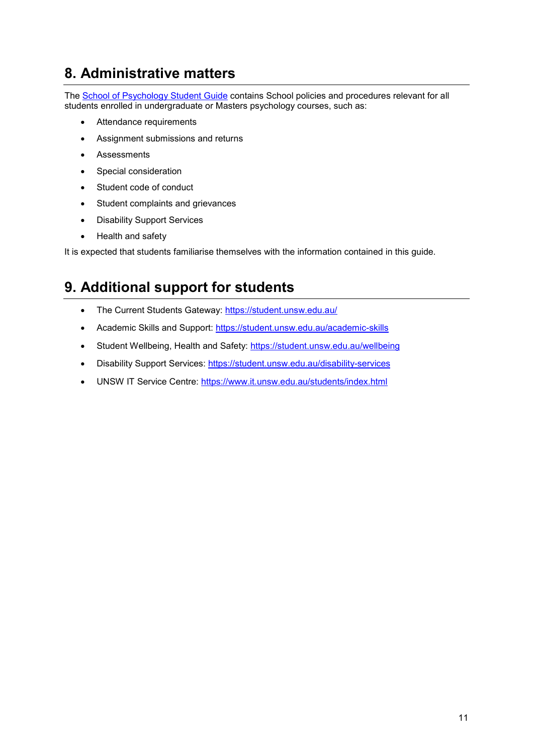## 8. Administrative matters

The School of Psychology Student Guide contains School policies and procedures relevant for all students enrolled in undergraduate or Masters psychology courses, such as:

- Attendance requirements
- Assignment submissions and returns
- Assessments
- Special consideration
- Student code of conduct
- Student complaints and grievances
- Disability Support Services
- Health and safety

It is expected that students familiarise themselves with the information contained in this guide.

## 9. Additional support for students

- The Current Students Gateway: https://student.unsw.edu.au/
- Academic Skills and Support: https://student.unsw.edu.au/academic-skills
- Student Wellbeing, Health and Safety: https://student.unsw.edu.au/wellbeing
- Disability Support Services: https://student.unsw.edu.au/disability-services
- UNSW IT Service Centre: https://www.it.unsw.edu.au/students/index.html